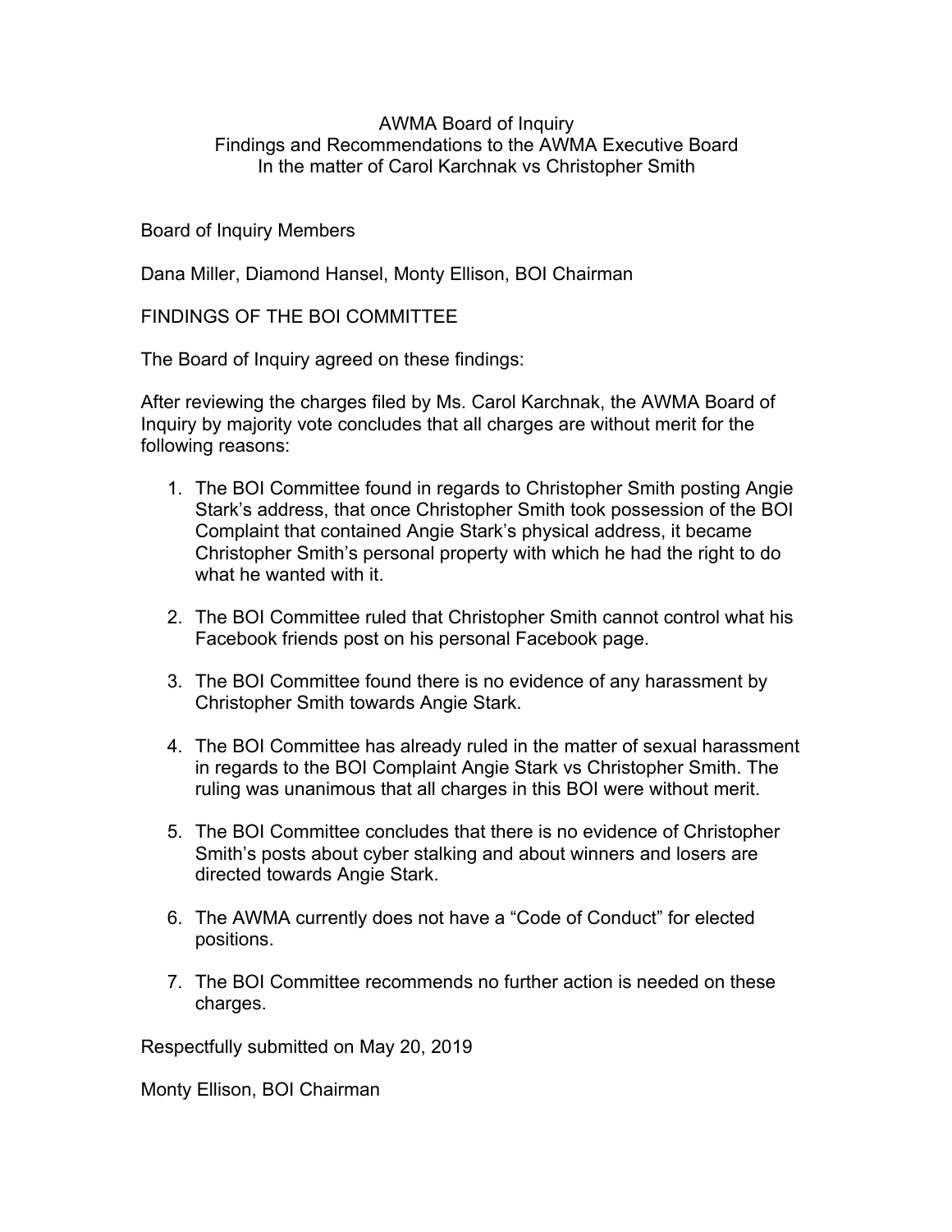# AWMA Board of Inquiry
## Findings and Recommendations to the AWMA Executive Board
## In the matter of Carol Karchnak vs Christopher Smith

Board of Inquiry Members

Dana Miller, Diamond Hansel, Monty Ellison, BOI Chairman

FINDINGS OF THE BOI COMMITTEE

The Board of Inquiry agreed on these findings:

After reviewing the charges filed by Ms. Carol Karchnak, the AWMA Board of Inquiry by majority vote concludes that all charges are without merit for the following reasons:

1. The BOI Committee found in regards to Christopher Smith posting Angie Stark's address, that once Christopher Smith took possession of the BOI Complaint that contained Angie Stark's physical address, it became Christopher Smith's personal property with which he had the right to do what he wanted with it.

2. The BOI Committee ruled that Christopher Smith cannot control what his Facebook friends post on his personal Facebook page.

3. The BOI Committee found there is no evidence of any harassment by Christopher Smith towards Angie Stark.

4. The BOI Committee has already ruled in the matter of sexual harassment in regards to the BOI Complaint Angie Stark vs Christopher Smith. The ruling was unanimous that all charges in this BOI were without merit.

5. The BOI Committee concludes that there is no evidence of Christopher Smith's posts about cyber stalking and about winners and losers are directed towards Angie Stark.

6. The AWMA currently does not have a "Code of Conduct" for elected positions.

7. The BOI Committee recommends no further action is needed on these charges.

Respectfully submitted on May 20, 2019

Monty Ellison, BOI Chairman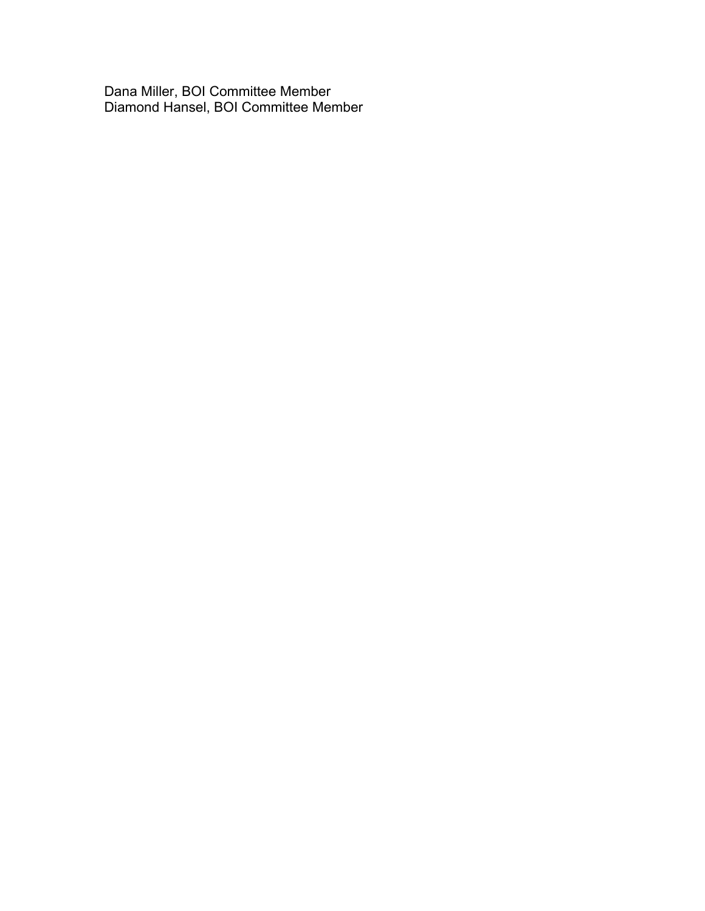Dana Miller, BOI Committee Member
Diamond Hansel, BOI Committee Member